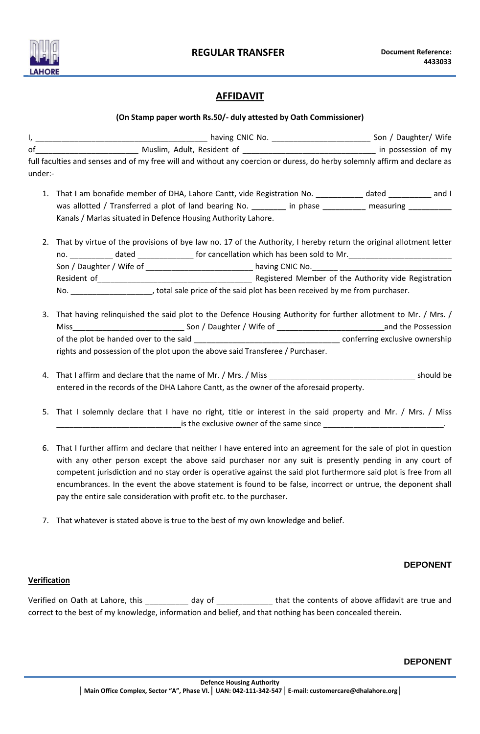LAHORE

**REGULAR TRANSFER**

**Document Reference: 4433033**

## AFFIDAVIT

**(On Stamp paper worth Rs.50/- duly attested by Oath Commissioner)**

I, ________________________________________ having CNIC No. _______________________ Son / Daughter/ Wife of________________________ Muslim, Adult, Resident of _______________________________ in possession of my full faculties and senses and of my free will and without any coercion or duress, do herby solemnly affirm and declare as under:-

1. That I am bonafide member of DHA, Lahore Cantt, vide Registration No. ___________ dated __________ and I was allotted / Transferred a plot of land bearing No. ________ in phase __________ measuring __________ Kanals / Marlas situated in Defence Housing Authority Lahore.

2. That by virtue of the provisions of bye law no. 17 of the Authority, I hereby return the original allotment letter no. __________ dated _____________ for cancellation which has been sold to Mr.________________________ Son / Daughter / Wife of _________________________ having CNIC No.______ __________________________ Resident of____________________________________ Registered Member of the Authority vide Registration No. ___________________, total sale price of the said plot has been received by me from purchaser.

3. That having relinquished the said plot to the Defence Housing Authority for further allotment to Mr. / Mrs. / Miss__________________________ Son / Daughter / Wife of _________________________and the Possession of the plot be handed over to the said __________________________________ conferring exclusive ownership rights and possession of the plot upon the above said Transferee / Purchaser.

4. That I affirm and declare that the name of Mr. / Mrs. / Miss __________________________________ should be entered in the records of the DHA Lahore Cantt, as the owner of the aforesaid property.

5. That I solemnly declare that I have no right, title or interest in the said property and Mr. / Mrs. / Miss _____________________________is the exclusive owner of the same since ____________________________.

6. That I further affirm and declare that neither I have entered into an agreement for the sale of plot in question with any other person except the above said purchaser nor any suit is presently pending in any court of competent jurisdiction and no stay order is operative against the said plot furthermore said plot is free from all encumbrances. In the event the above statement is found to be false, incorrect or untrue, the deponent shall pay the entire sale consideration with profit etc. to the purchaser.

7. That whatever is stated above is true to the best of my own knowledge and belief.

**DEPONENT**

**Verification**

Verified on Oath at Lahore, this __________ day of _____________ that the contents of above affidavit are true and correct to the best of my knowledge, information and belief, and that nothing has been concealed therein.

**DEPONENT**

**Defence Housing Authority**
**Main Office Complex, Sector "A", Phase VI. | UAN: 042-111-342-547 | E-mail: customercare@dhalahore.org**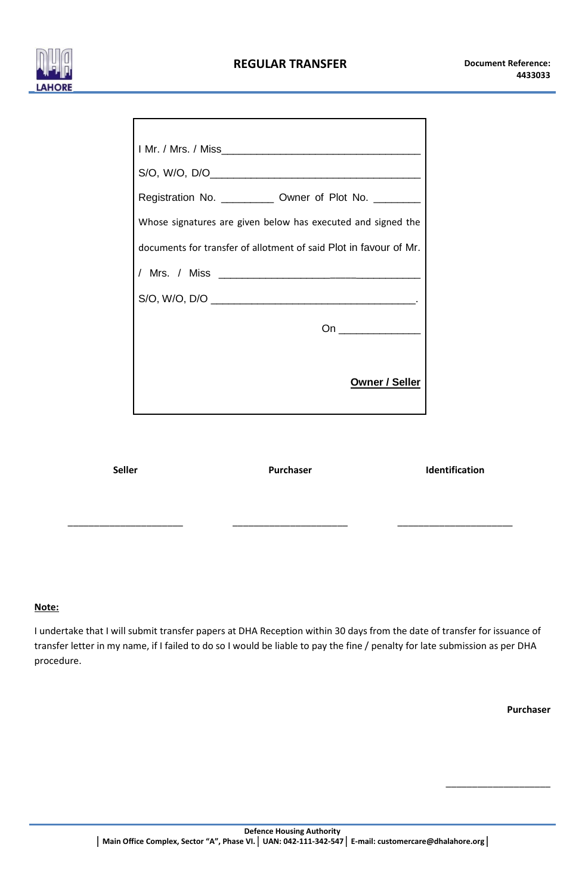# REGULAR TRANSFER

**Document Reference: 4433033**

I Mr. / Mrs. / Miss___________________________________

S/O, W/O, D/O_____________________________________

Registration No. _________ Owner of Plot No. ________

Whose signatures are given below has executed and signed the documents for transfer of allotment of said Plot in favour of Mr. / Mrs. / Miss ________________________________

S/O, W/O, D/O __________________________________.

On ______________

**Owner / Seller**

| **Seller** | **Purchaser** | **Identification** |
|---|---|---|
| _____________________ | _____________________ | _____________________ |

**Note:**

I undertake that I will submit transfer papers at DHA Reception within 30 days from the date of transfer for issuance of transfer letter in my name, if I failed to do so I would be liable to pay the fine / penalty for late submission as per DHA procedure.

**Purchaser**

_____________________

**Defence Housing Authority**

**Main Office Complex, Sector "A", Phase VI. | UAN: 042-111-342-547 | E-mail: customercare@dhalahore.org**